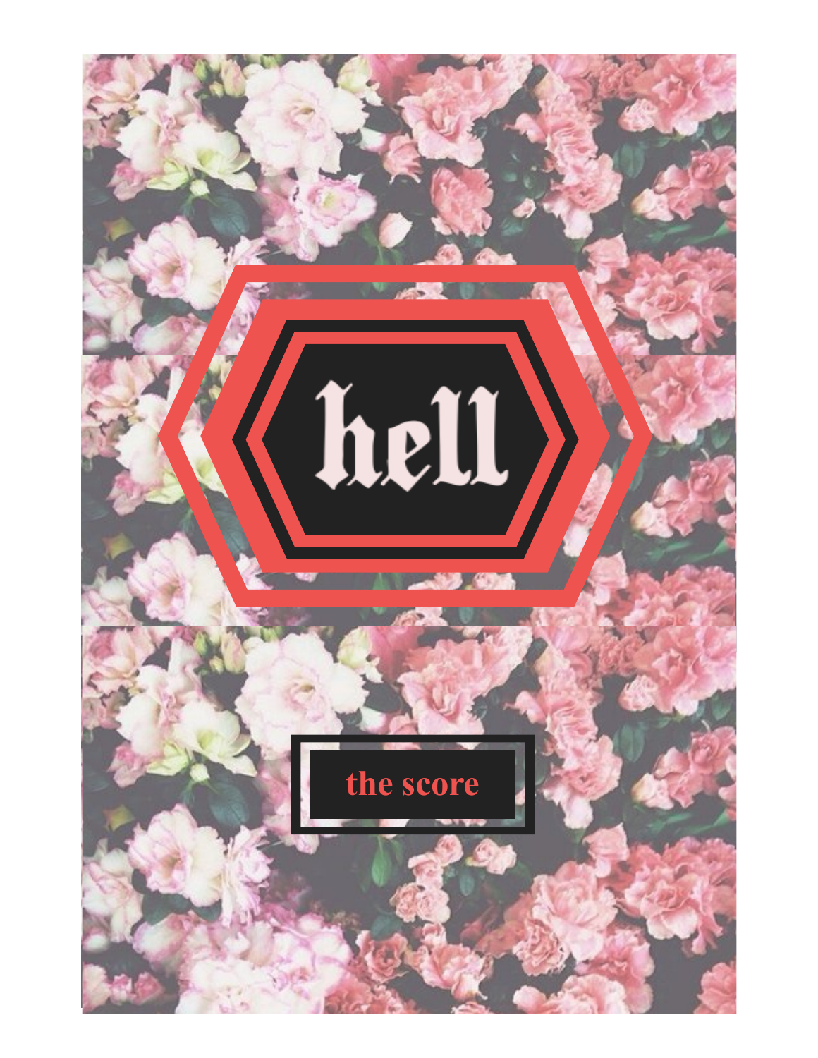# hell

## the score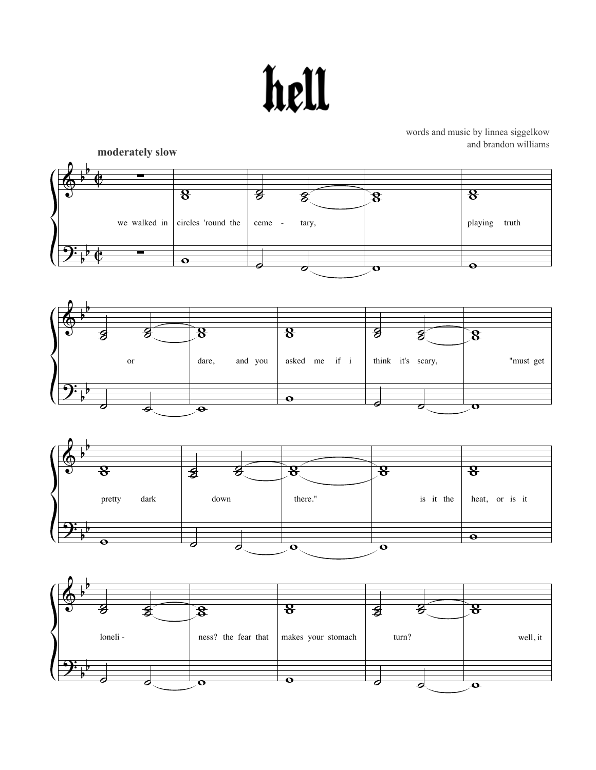# hell

words and music by linnea siggelkow
and brandon williams

**moderately slow**

we walked in circles 'round the ceme - tary, playing truth or dare, and you asked me if i think it's scary, "must get pretty dark down there." is it the heat, or is it loneli - ness? the fear that makes your stomach turn? well, it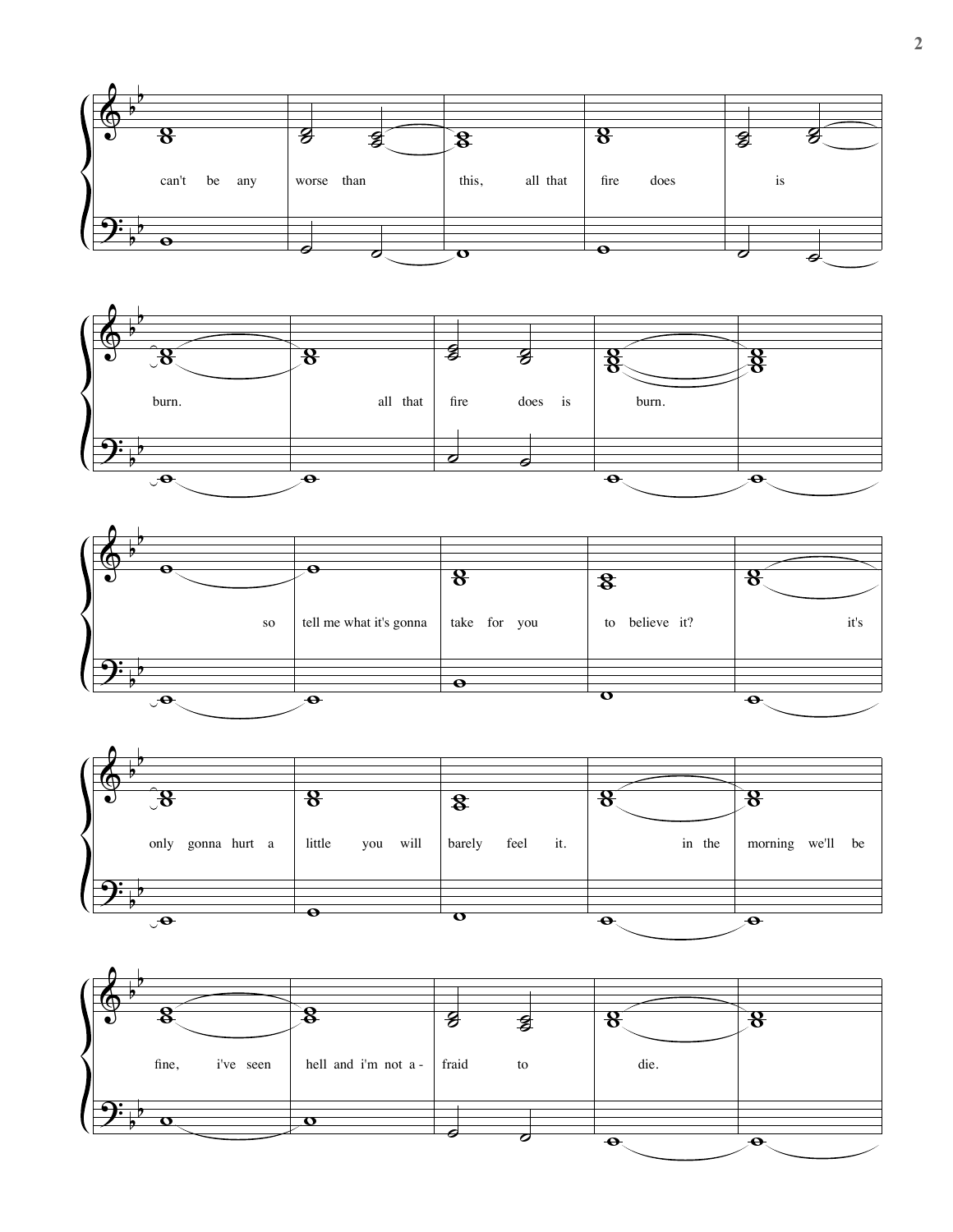can't be any worse than this, all that fire does is

burn. all that fire does is burn.

so tell me what it's gonna take for you to believe it? it's

only gonna hurt a little you will barely feel it. in the morning we'll be

fine, i've seen hell and i'm not a - fraid to die.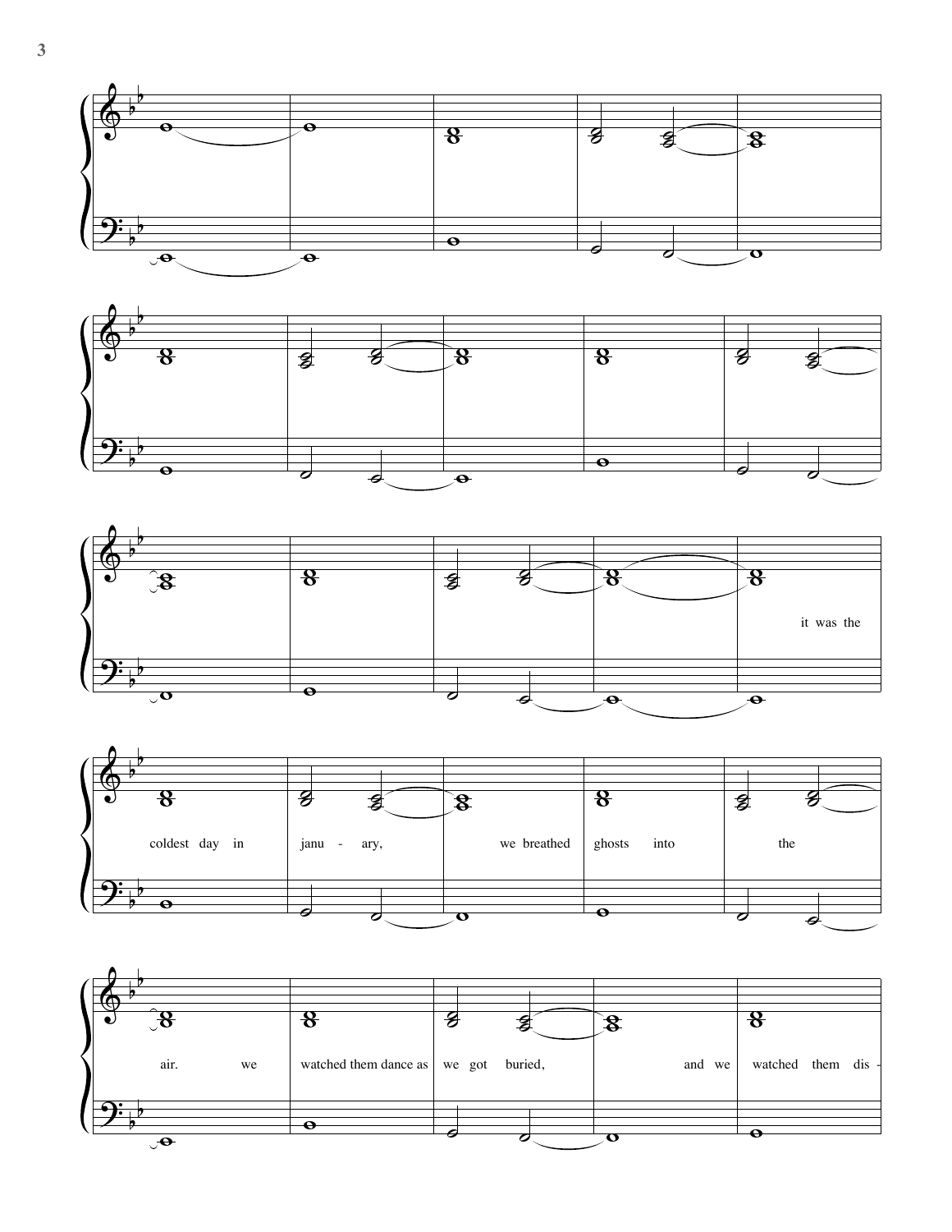it was the

coldest day in janu - ary, we breathed ghosts into the

air. we watched them dance as we got buried, and we watched them dis -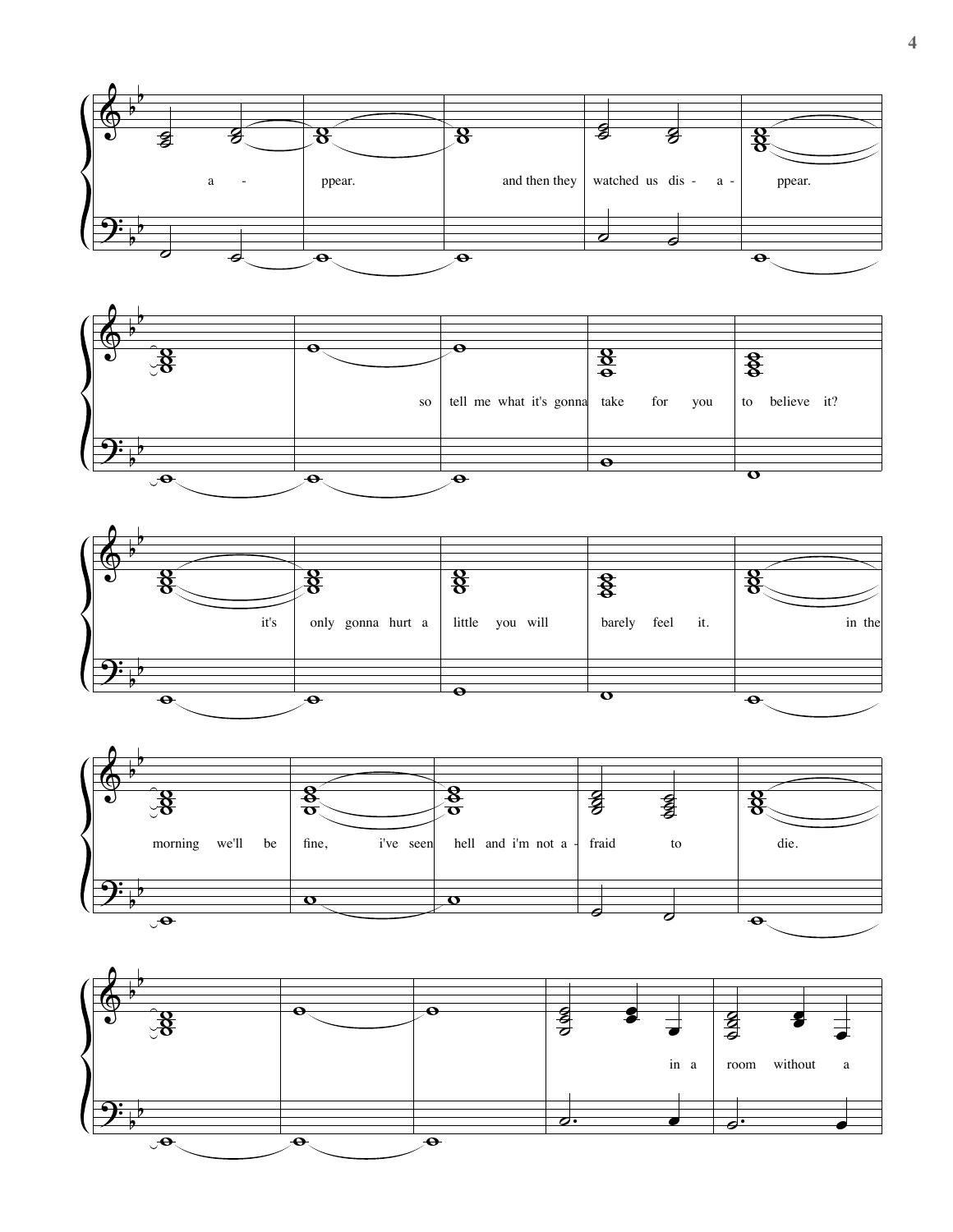a - ppear. and then they watched us dis - a - ppear.

so tell me what it's gonna take for you to believe it?

it's only gonna hurt a little you will barely feel it. in the

morning we'll be fine, i've seen hell and i'm not a - fraid to die.

in a room without a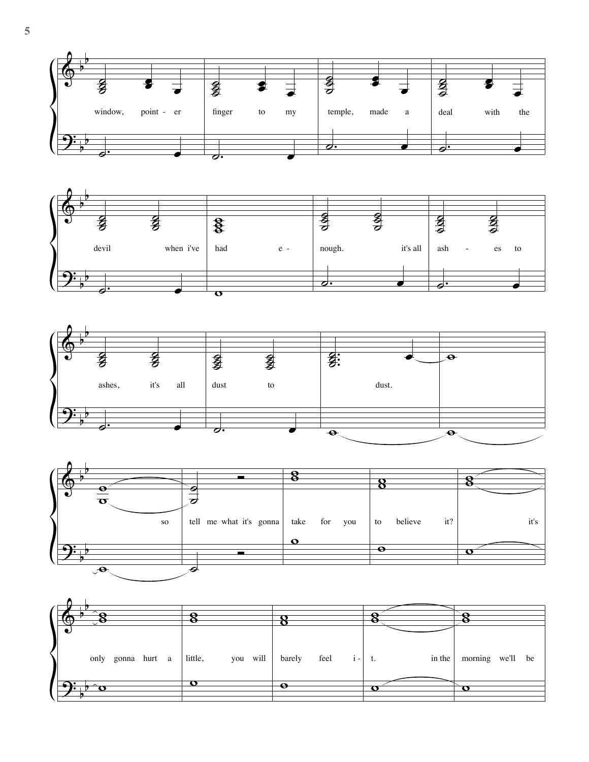window, point - er finger to my temple, made a deal with the

devil when i've had e - nough. it's all ash - es to

ashes, it's all dust to dust.

so tell me what it's gonna take for you to believe it? it's

only gonna hurt a little, you will barely feel i - t. in the morning we'll be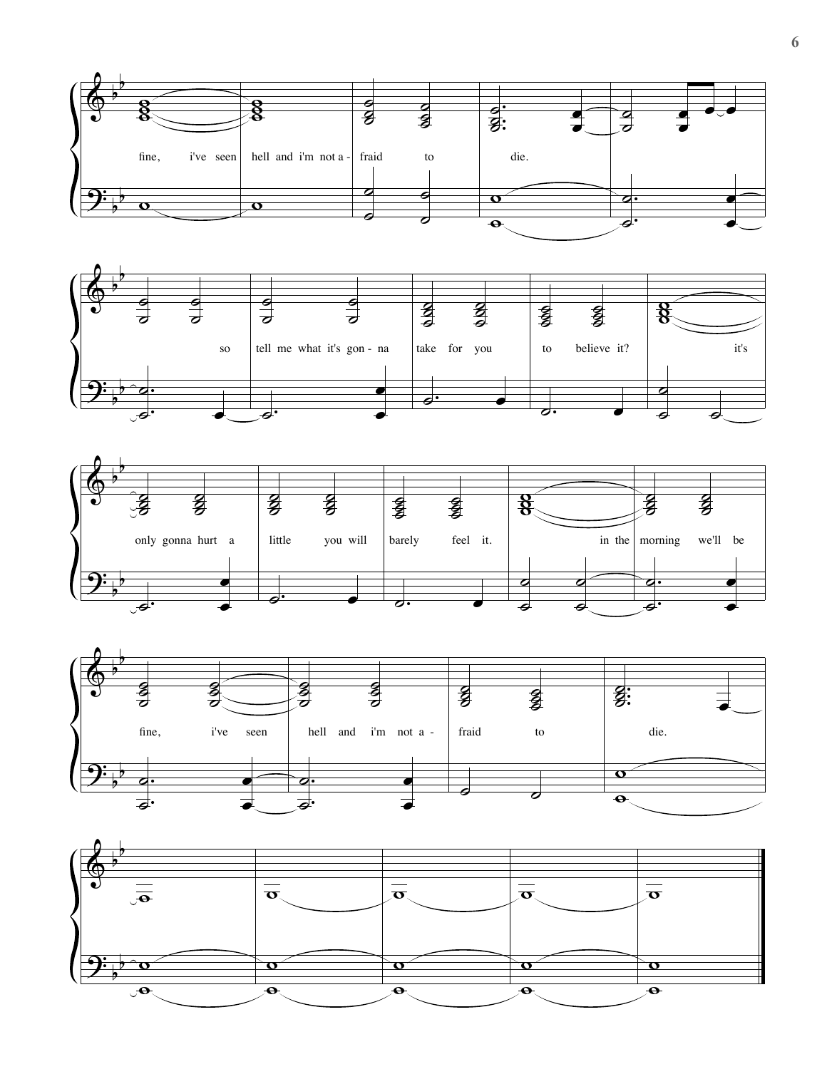fine, i've seen hell and i'm not a - fraid to die.

so tell me what it's gon - na take for you to believe it? it's

only gonna hurt a little you will barely feel it. in the morning we'll be

fine, i've seen hell and i'm not a - fraid to die.